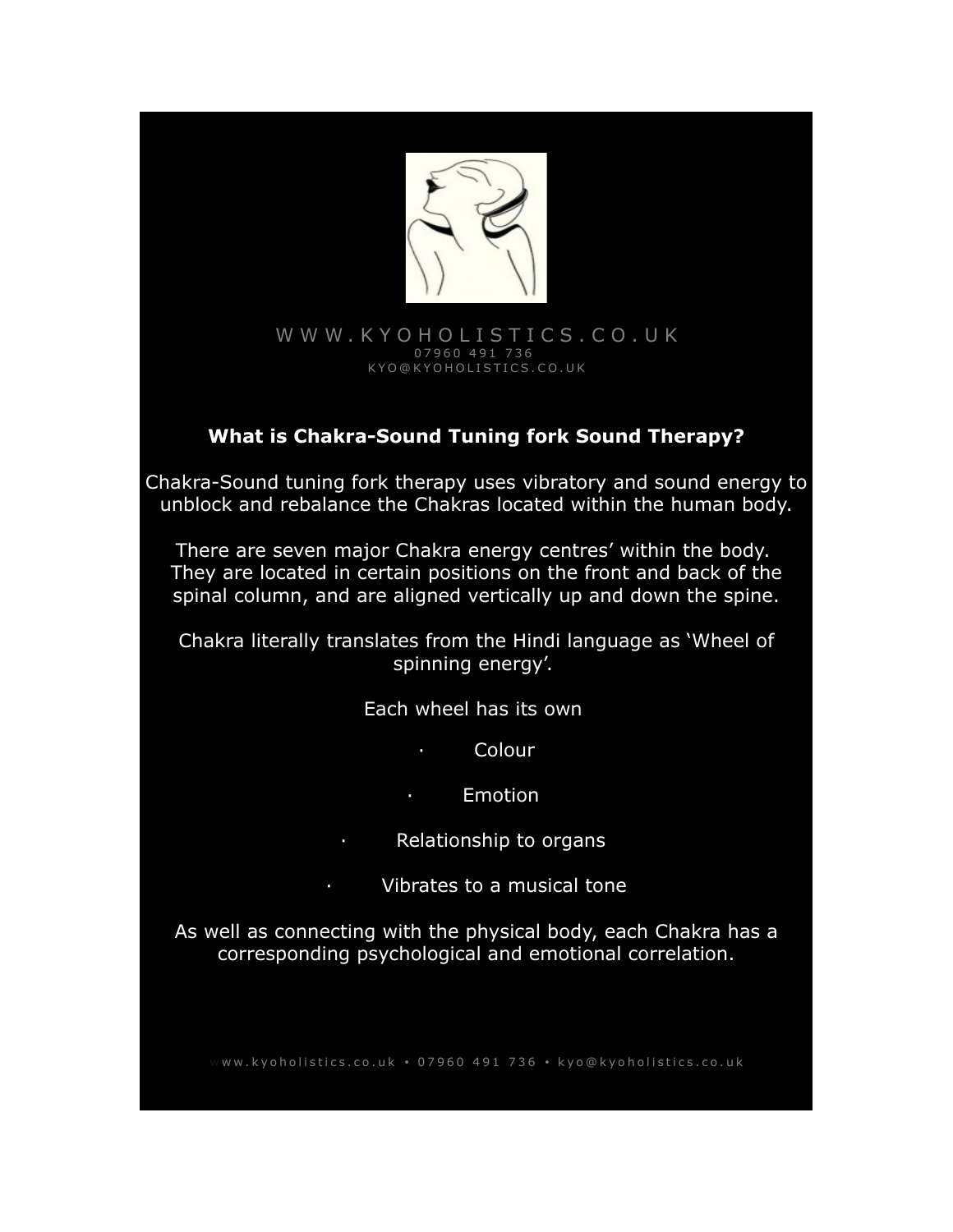W W W . K Y O H O L I S T I C S . C O . U K
0 7 9 6 0 4 9 1 7 3 6
K Y O @ K Y O H O L I S T I C S . C O . U K

**What is Chakra-Sound Tuning fork Sound Therapy?**

Chakra-Sound tuning fork therapy uses vibratory and sound energy to unblock and rebalance the Chakras located within the human body.

There are seven major Chakra energy centres' within the body. They are located in certain positions on the front and back of the spinal column, and are aligned vertically up and down the spine.

Chakra literally translates from the Hindi language as 'Wheel of spinning energy'.

Each wheel has its own

- Colour
- Emotion
- Relationship to organs
- Vibrates to a musical tone

As well as connecting with the physical body, each Chakra has a corresponding psychological and emotional correlation.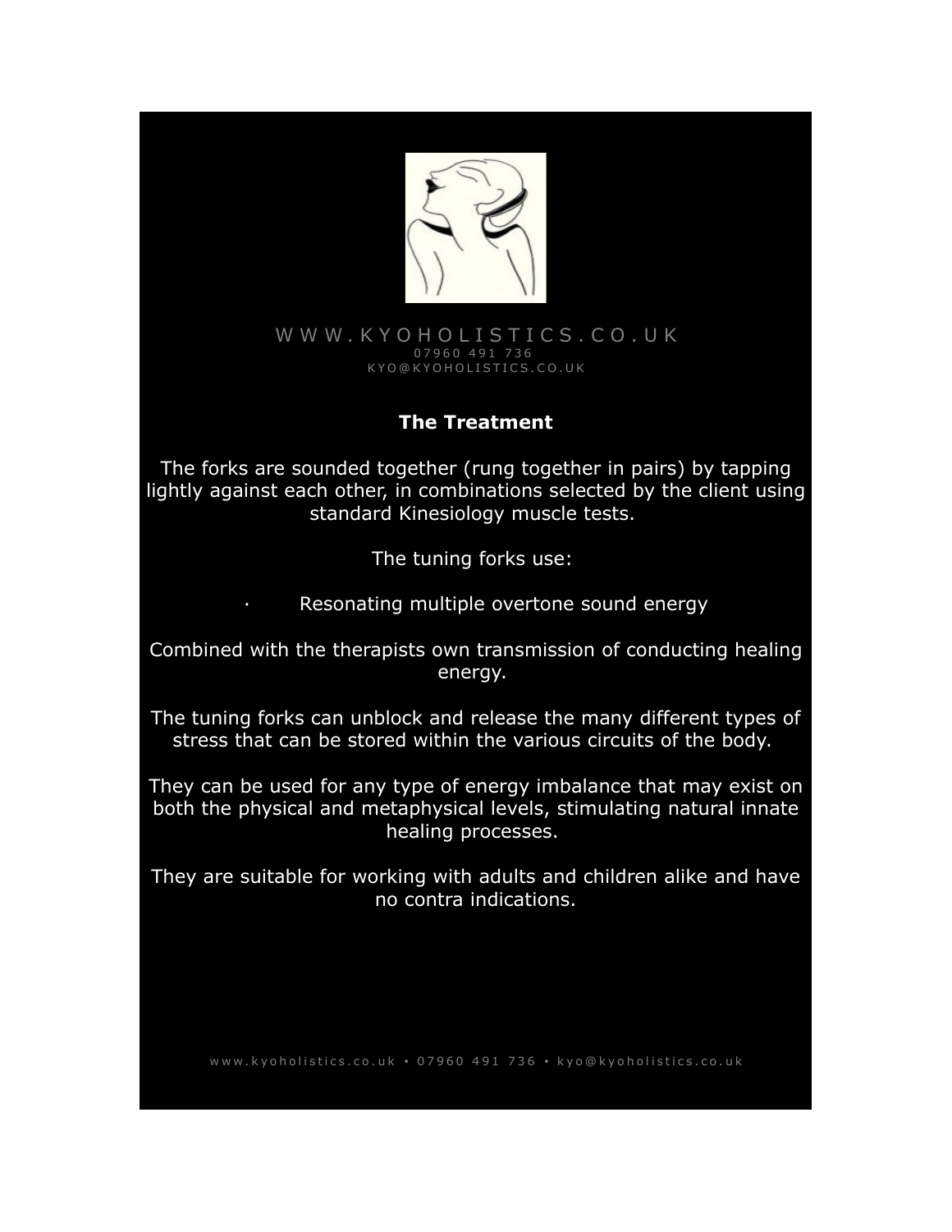W W W . K Y O H O L I S T I C S . C O . U K
0 7 9 6 0 4 9 1 7 3 6
K Y O @ K Y O H O L I S T I C S . C O . U K

## The Treatment

The forks are sounded together (rung together in pairs) by tapping lightly against each other, in combinations selected by the client using standard Kinesiology muscle tests.

The tuning forks use:

- Resonating multiple overtone sound energy

Combined with the therapists own transmission of conducting healing energy.

The tuning forks can unblock and release the many different types of stress that can be stored within the various circuits of the body.

They can be used for any type of energy imbalance that may exist on both the physical and metaphysical levels, stimulating natural innate healing processes.

They are suitable for working with adults and children alike and have no contra indications.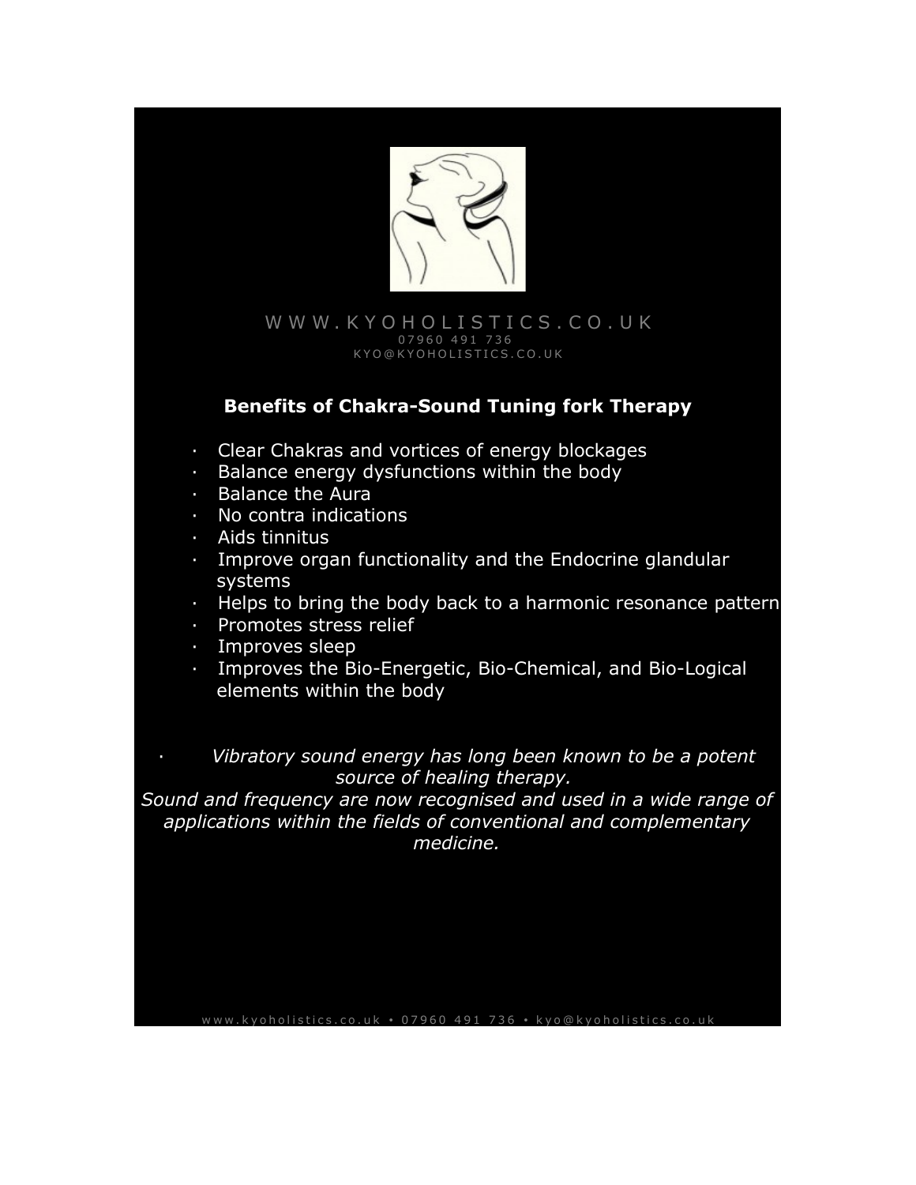W W W . K Y O H O L I S T I C S . C O . U K
0 7 9 6 0 4 9 1 7 3 6
K Y O @ K Y O H O L I S T I C S . C O . U K

## Benefits of Chakra-Sound Tuning fork Therapy

- Clear Chakras and vortices of energy blockages
- Balance energy dysfunctions within the body
- Balance the Aura
- No contra indications
- Aids tinnitus
- Improve organ functionality and the Endocrine glandular systems
- Helps to bring the body back to a harmonic resonance pattern
- Promotes stress relief
- Improves sleep
- Improves the Bio-Energetic, Bio-Chemical, and Bio-Logical elements within the body

- *Vibratory sound energy has long been known to be a potent source of healing therapy.*

*Sound and frequency are now recognised and used in a wide range of applications within the fields of conventional and complementary medicine.*